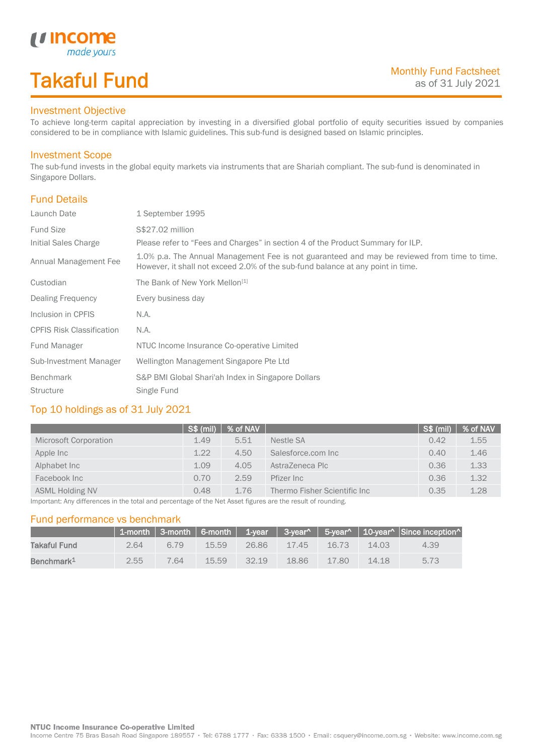# Takaful Fund

Monthly Fund Factsheet
as of 31 July 2021

## Investment Objective

To achieve long-term capital appreciation by investing in a diversified global portfolio of equity securities issued by companies considered to be in compliance with Islamic guidelines. This sub-fund is designed based on Islamic principles.

## Investment Scope

The sub-fund invests in the global equity markets via instruments that are Shariah compliant. The sub-fund is denominated in Singapore Dollars.

## Fund Details

| | |
|---|---|
| Launch Date | 1 September 1995 |
| Fund Size | S$27.02 million |
| Initial Sales Charge | Please refer to "Fees and Charges" in section 4 of the Product Summary for ILP. |
| Annual Management Fee | 1.0% p.a. The Annual Management Fee is not guaranteed and may be reviewed from time to time. However, it shall not exceed 2.0% of the sub-fund balance at any point in time. |
| Custodian | The Bank of New York Mellon[1] |
| Dealing Frequency | Every business day |
| Inclusion in CPFIS | N.A. |
| CPFIS Risk Classification | N.A. |
| Fund Manager | NTUC Income Insurance Co-operative Limited |
| Sub-Investment Manager | Wellington Management Singapore Pte Ltd |
| Benchmark | S&P BMI Global Shari'ah Index in Singapore Dollars |
| Structure | Single Fund |

## Top 10 holdings as of 31 July 2021

| | S$ (mil) | % of NAV | | S$ (mil) | % of NAV |
|---|---|---|---|---|---|
| Microsoft Corporation | 1.49 | 5.51 | Nestle SA | 0.42 | 1.55 |
| Apple Inc | 1.22 | 4.50 | Salesforce.com Inc | 0.40 | 1.46 |
| Alphabet Inc | 1.09 | 4.05 | AstraZeneca Plc | 0.36 | 1.33 |
| Facebook Inc | 0.70 | 2.59 | Pfizer Inc | 0.36 | 1.32 |
| ASML Holding NV | 0.48 | 1.76 | Thermo Fisher Scientific Inc | 0.35 | 1.28 |

Important: Any differences in the total and percentage of the Net Asset figures are the result of rounding.

## Fund performance vs benchmark

| | 1-month | 3-month | 6-month | 1-year | 3-year^ | 5-year^ | 10-year^ | Since inception^ |
|---|---|---|---|---|---|---|---|---|
| **Takaful Fund** | 2.64 | 6.79 | 15.59 | 26.86 | 17.45 | 16.73 | 14.03 | 4.39 |
| **Benchmark[1]** | 2.55 | 7.64 | 15.59 | 32.19 | 18.86 | 17.80 | 14.18 | 5.73 |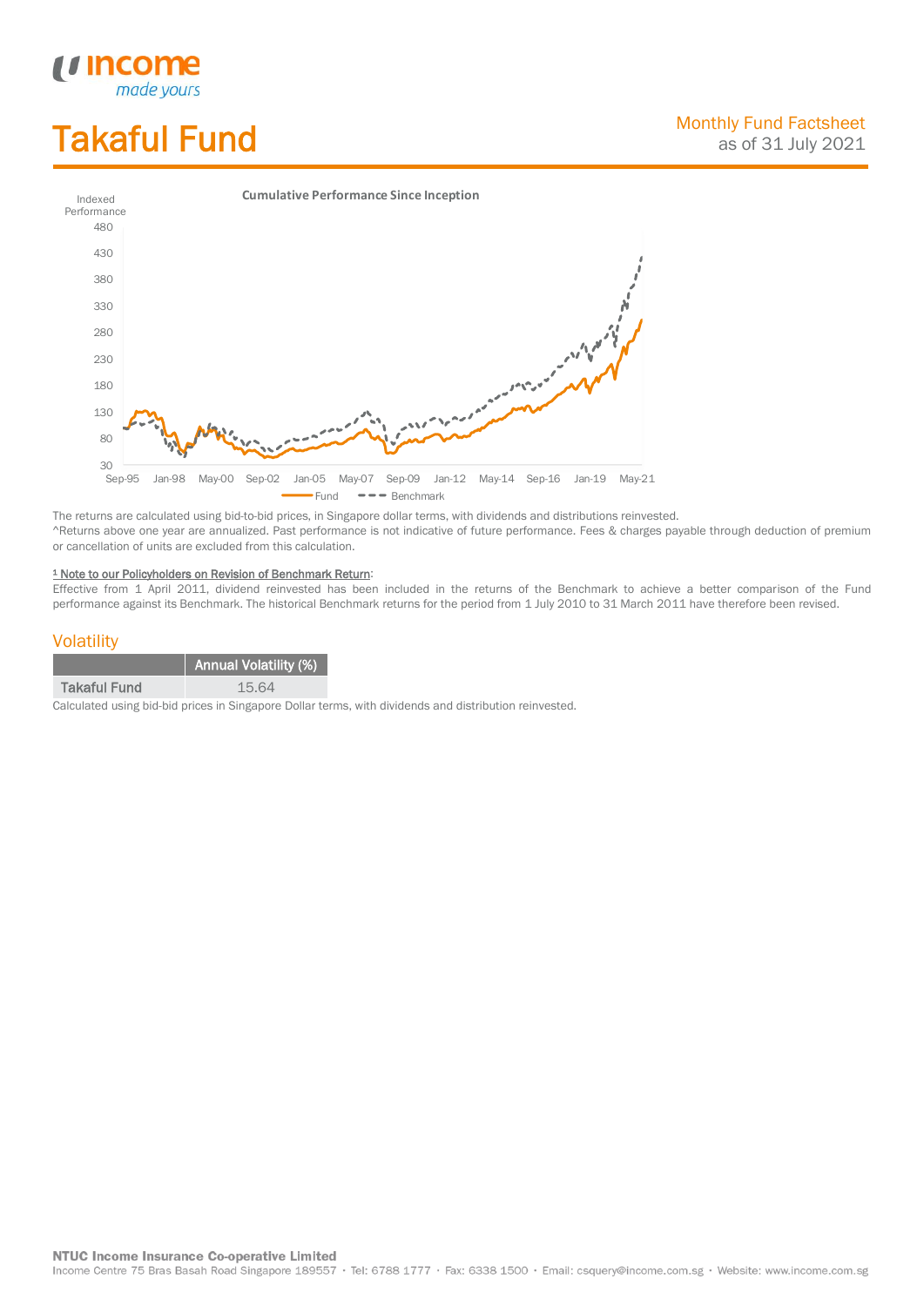# Takaful Fund

Monthly Fund Factsheet
as of 31 July 2021

**Cumulative Performance Since Inception**

Indexed Performance

480
430
380
330
280
230
180
130
80
30

Sep-95 Jan-98 May-00 Sep-02 Jan-05 May-07 Sep-09 Jan-12 May-14 Sep-16 Jan-19 May-21

Fund — Benchmark

The returns are calculated using bid-to-bid prices, in Singapore dollar terms, with dividends and distributions reinvested.
^Returns above one year are annualized. Past performance is not indicative of future performance. Fees & charges payable through deduction of premium or cancellation of units are excluded from this calculation.

[1] Note to our Policyholders on Revision of Benchmark Return:
Effective from 1 April 2011, dividend reinvested has been included in the returns of the Benchmark to achieve a better comparison of the Fund performance against its Benchmark. The historical Benchmark returns for the period from 1 July 2010 to 31 March 2011 have therefore been revised.

## Volatility

| | Annual Volatility (%) |
|---|---|
| Takaful Fund | 15.64 |

Calculated using bid-bid prices in Singapore Dollar terms, with dividends and distribution reinvested.

**NTUC Income Insurance Co-operative Limited**
Income Centre 75 Bras Basah Road Singapore 189557 · Tel: 6788 1777 · Fax: 6338 1500 · Email: csquery@income.com.sg · Website: www.income.com.sg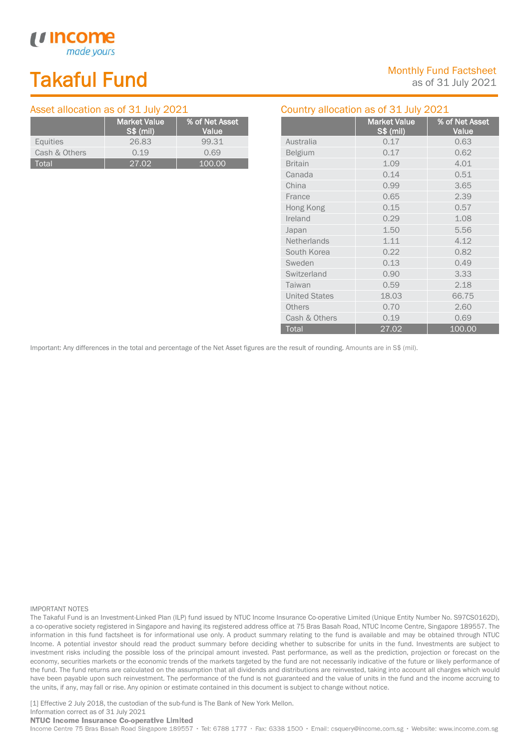# Takaful Fund

Monthly Fund Factsheet
as of 31 July 2021

## Asset allocation as of 31 July 2021

| | Market Value S$ (mil) | % of Net Asset Value |
|---|---|---|
| Equities | 26.83 | 99.31 |
| Cash & Others | 0.19 | 0.69 |
| Total | 27.02 | 100.00 |

## Country allocation as of 31 July 2021

| | Market Value S$ (mil) | % of Net Asset Value |
|---|---|---|
| Australia | 0.17 | 0.63 |
| Belgium | 0.17 | 0.62 |
| Britain | 1.09 | 4.01 |
| Canada | 0.14 | 0.51 |
| China | 0.99 | 3.65 |
| France | 0.65 | 2.39 |
| Hong Kong | 0.15 | 0.57 |
| Ireland | 0.29 | 1.08 |
| Japan | 1.50 | 5.56 |
| Netherlands | 1.11 | 4.12 |
| South Korea | 0.22 | 0.82 |
| Sweden | 0.13 | 0.49 |
| Switzerland | 0.90 | 3.33 |
| Taiwan | 0.59 | 2.18 |
| United States | 18.03 | 66.75 |
| Others | 0.70 | 2.60 |
| Cash & Others | 0.19 | 0.69 |
| Total | 27.02 | 100.00 |

Important: Any differences in the total and percentage of the Net Asset figures are the result of rounding. Amounts are in S$ (mil).

IMPORTANT NOTES

The Takaful Fund is an Investment-Linked Plan (ILP) fund issued by NTUC Income Insurance Co-operative Limited (Unique Entity Number No. S97CS0162D), a co-operative society registered in Singapore and having its registered address office at 75 Bras Basah Road, NTUC Income Centre, Singapore 189557. The information in this fund factsheet is for informational use only. A product summary relating to the fund is available and may be obtained through NTUC Income. A potential investor should read the product summary before deciding whether to subscribe for units in the fund. Investments are subject to investment risks including the possible loss of the principal amount invested. Past performance, as well as the prediction, projection or forecast on the economy, securities markets or the economic trends of the markets targeted by the fund are not necessarily indicative of the future or likely performance of the fund. The fund returns are calculated on the assumption that all dividends and distributions are reinvested, taking into account all charges which would have been payable upon such reinvestment. The performance of the fund is not guaranteed and the value of units in the fund and the income accruing to the units, if any, may fall or rise. Any opinion or estimate contained in this document is subject to change without notice.

[1] Effective 2 July 2018, the custodian of the sub-fund is The Bank of New York Mellon.
Information correct as of 31 July 2021

**NTUC Income Insurance Co-operative Limited**
Income Centre 75 Bras Basah Road Singapore 189557 · Tel: 6788 1777 · Fax: 6338 1500 · Email: csquery@income.com.sg · Website: www.income.com.sg